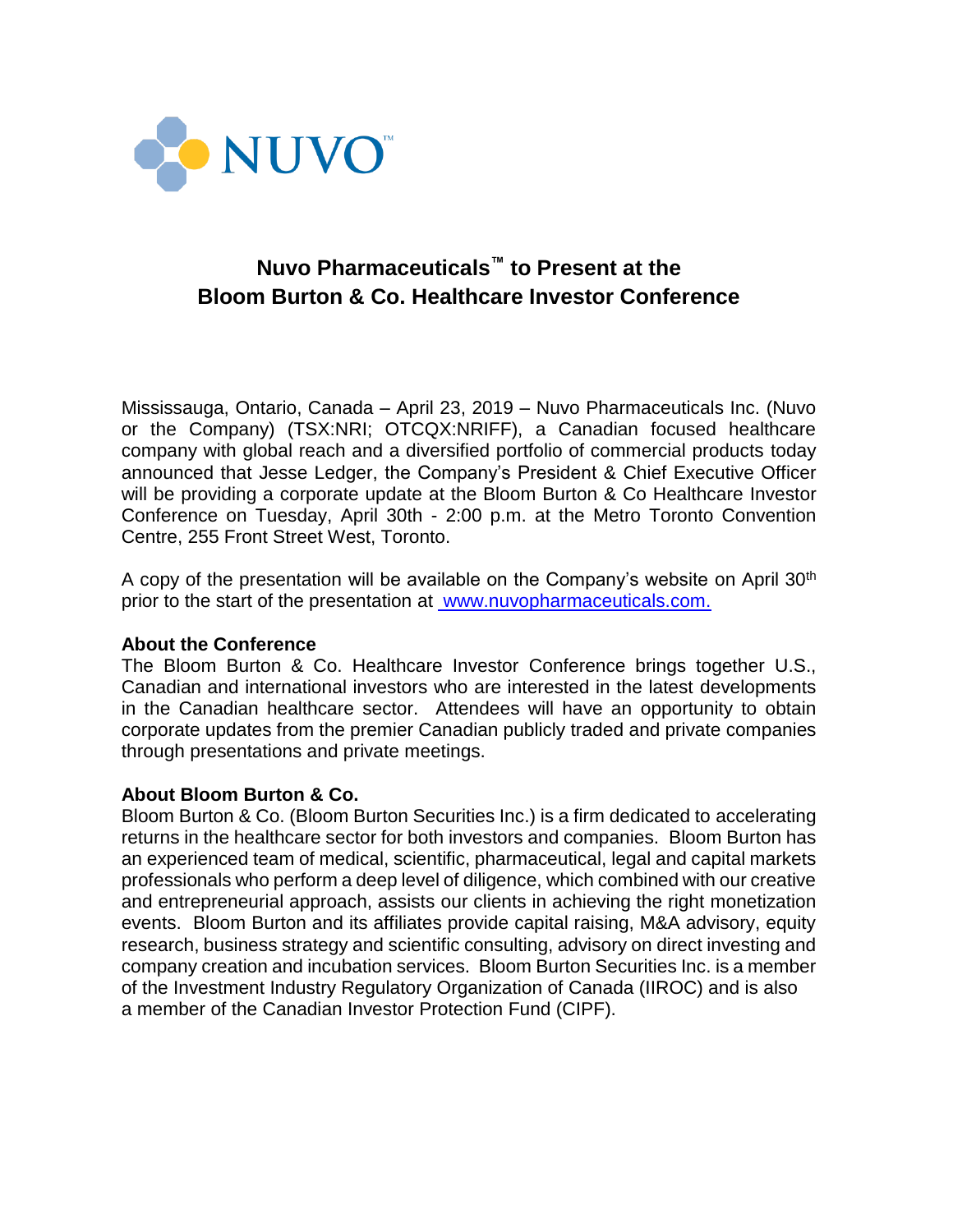NUVO™

# Nuvo Pharmaceuticals™ to Present at the Bloom Burton & Co. Healthcare Investor Conference

Mississauga, Ontario, Canada – April 23, 2019 – Nuvo Pharmaceuticals Inc. (Nuvo or the Company) (TSX:NRI; OTCQX:NRIFF), a Canadian focused healthcare company with global reach and a diversified portfolio of commercial products today announced that Jesse Ledger, the Company's President & Chief Executive Officer will be providing a corporate update at the Bloom Burton & Co Healthcare Investor Conference on Tuesday, April 30th - 2:00 p.m. at the Metro Toronto Convention Centre, 255 Front Street West, Toronto.

A copy of the presentation will be available on the Company's website on April 30th prior to the start of the presentation at www.nuvopharmaceuticals.com.

**About the Conference**

The Bloom Burton & Co. Healthcare Investor Conference brings together U.S., Canadian and international investors who are interested in the latest developments in the Canadian healthcare sector. Attendees will have an opportunity to obtain corporate updates from the premier Canadian publicly traded and private companies through presentations and private meetings.

**About Bloom Burton & Co.**

Bloom Burton & Co. (Bloom Burton Securities Inc.) is a firm dedicated to accelerating returns in the healthcare sector for both investors and companies. Bloom Burton has an experienced team of medical, scientific, pharmaceutical, legal and capital markets professionals who perform a deep level of diligence, which combined with our creative and entrepreneurial approach, assists our clients in achieving the right monetization events. Bloom Burton and its affiliates provide capital raising, M&A advisory, equity research, business strategy and scientific consulting, advisory on direct investing and company creation and incubation services. Bloom Burton Securities Inc. is a member of the Investment Industry Regulatory Organization of Canada (IIROC) and is also a member of the Canadian Investor Protection Fund (CIPF).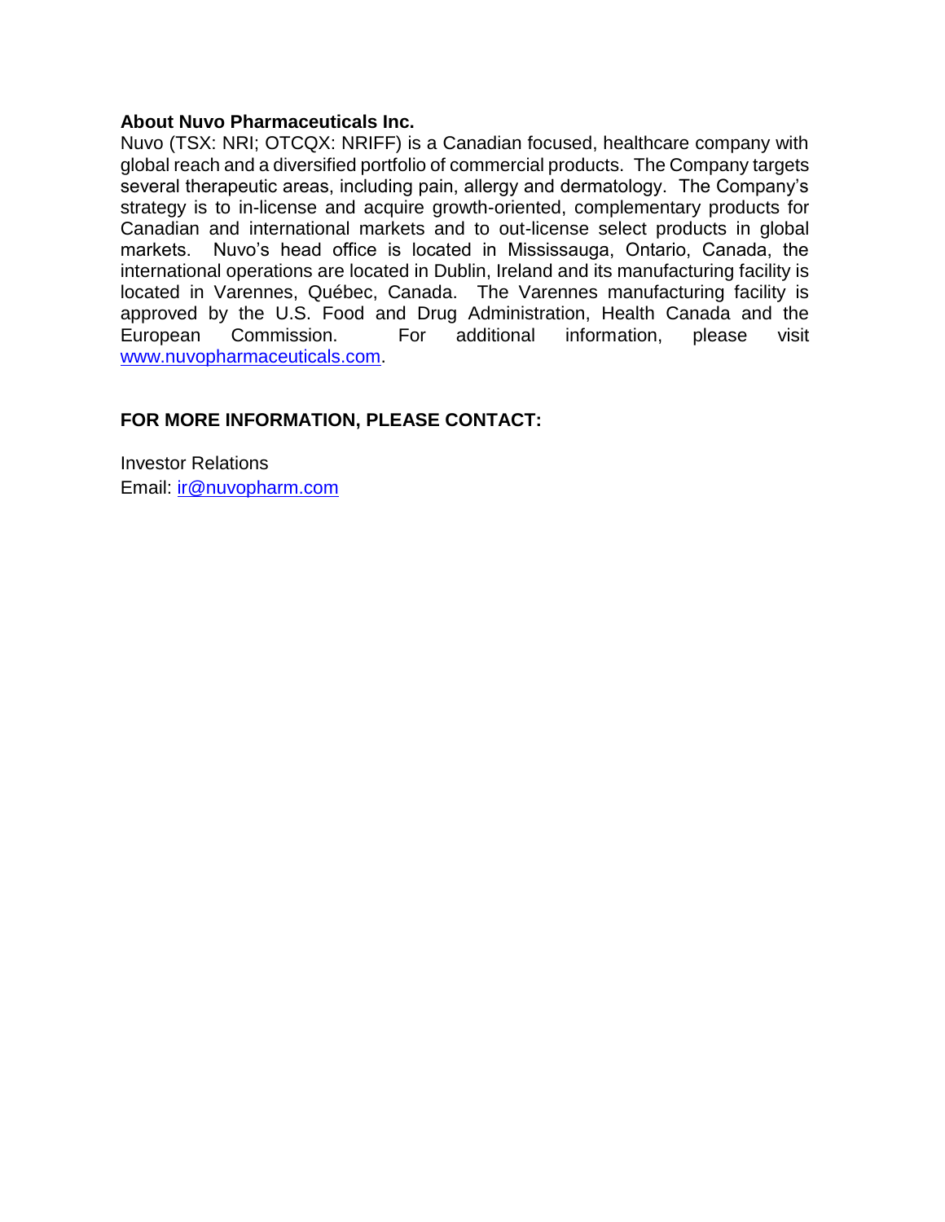**About Nuvo Pharmaceuticals Inc.**

Nuvo (TSX: NRI; OTCQX: NRIFF) is a Canadian focused, healthcare company with global reach and a diversified portfolio of commercial products. The Company targets several therapeutic areas, including pain, allergy and dermatology. The Company's strategy is to in-license and acquire growth-oriented, complementary products for Canadian and international markets and to out-license select products in global markets. Nuvo's head office is located in Mississauga, Ontario, Canada, the international operations are located in Dublin, Ireland and its manufacturing facility is located in Varennes, Québec, Canada. The Varennes manufacturing facility is approved by the U.S. Food and Drug Administration, Health Canada and the European Commission. For additional information, please visit [www.nuvopharmaceuticals.com](http://www.nuvopharmaceuticals.com).

**FOR MORE INFORMATION, PLEASE CONTACT:**

Investor Relations
Email: [ir@nuvopharm.com](mailto:ir@nuvopharm.com)